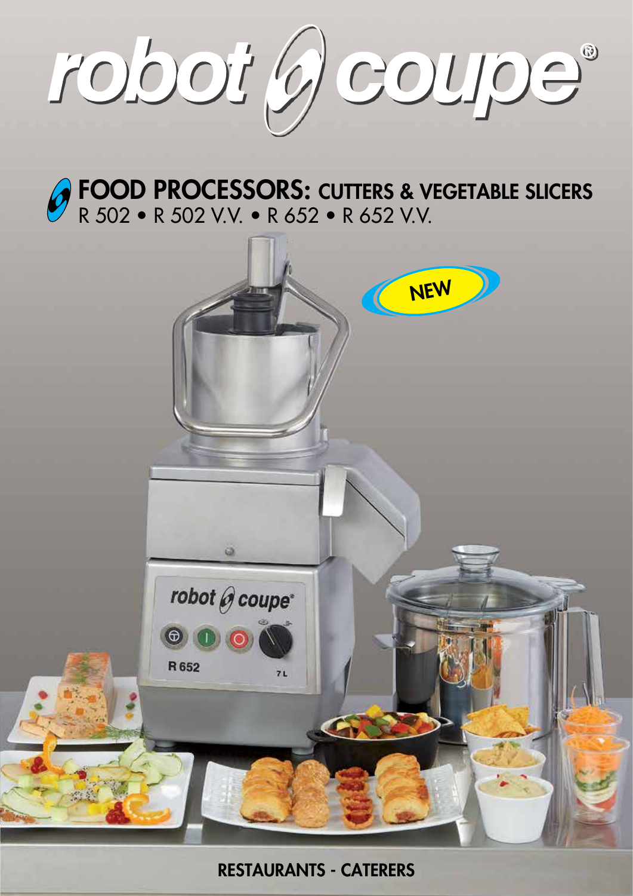# robot coupe®

## FOOD PROCESSORS: CUTTERS & VEGETABLE SLICERS

R 502 • R 502 V.V. • R 652 • R 652 V.V.

NEW

RESTAURANTS - CATERERS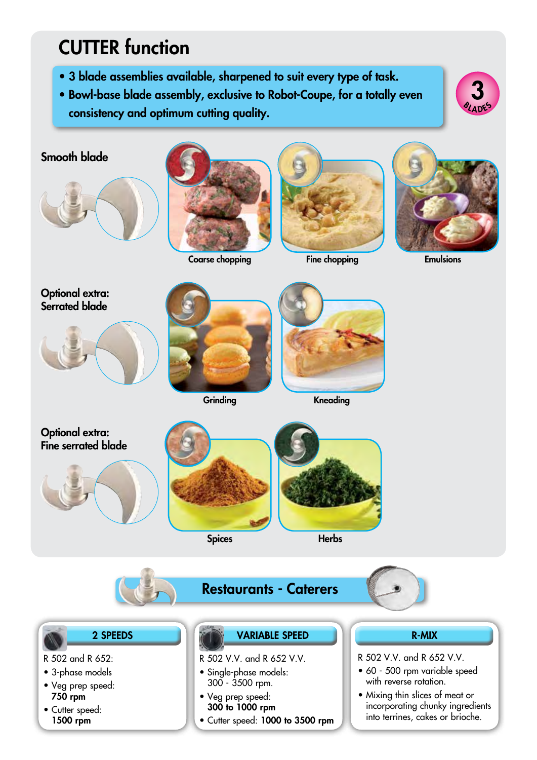# CUTTER function

- 3 blade assemblies available, sharpened to suit every type of task.
- Bowl-base blade assembly, exclusive to Robot-Coupe, for a totally even consistency and optimum cutting quality.

3 BLADES

## Smooth blade

Coarse chopping

Fine chopping

Emulsions

## Optional extra: Serrated blade

Grinding

Kneading

## Optional extra: Fine serrated blade

Spices

Herbs

## Restaurants - Caterers

### 2 SPEEDS

R 502 and R 652:

- 3-phase models
- Veg prep speed: **750 rpm**
- Cutter speed: **1500 rpm**

### VARIABLE SPEED

R 502 V.V. and R 652 V.V.

- Single-phase models: 300 - 3500 rpm.
- Veg prep speed: **300 to 1000 rpm**
- Cutter speed: **1000 to 3500 rpm**

### R-MIX

R 502 V.V. and R 652 V.V.

- 60 - 500 rpm variable speed with reverse rotation.
- Mixing thin slices of meat or incorporating chunky ingredients into terrines, cakes or brioche.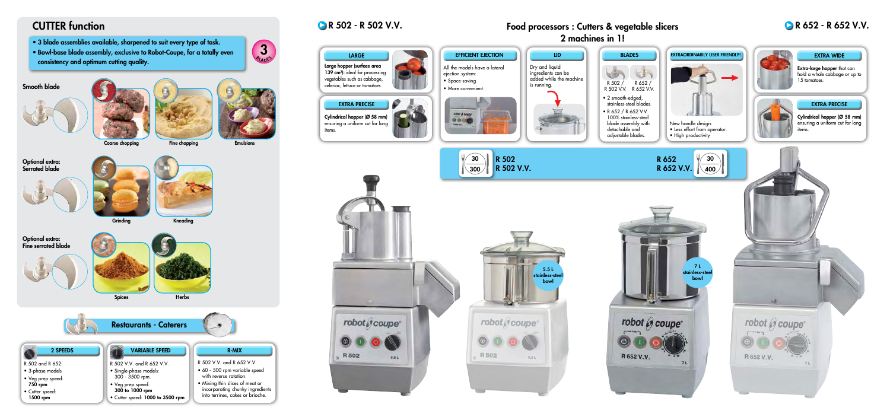## CUTTER function

- 3 blade assemblies available, sharpened to suit every type of task.
- Bowl-base blade assembly, exclusive to Robot-Coupe, for a totally even consistency and optimum cutting quality.

3 BLADES

**Smooth blade**

Coarse chopping

Fine chopping

Emulsions

**Optional extra: Serrated blade**

Grinding

Kneading

**Optional extra: Fine serrated blade**

Spices

Herbs

### Restaurants - Caterers

**2 SPEEDS**

R 502 and R 652:
- 3-phase models
- Veg prep speed: **750 rpm**
- Cutter speed: **1500 rpm**

**VARIABLE SPEED**

R 502 V.V. and R 652 V.V.
- Single-phase models: 300 - 3500 rpm.
- Veg prep speed: **300 to 1000 rpm**
- Cutter speed: **1000 to 3500 rpm**

**R-MIX**

R 502 V.V. and R 652 V.V.
- 60 - 500 rpm variable speed with reverse rotation.
- Mixing thin slices of meat or incorporating chunky ingredients into terrines, cakes or brioche.

## R 502 - R 502 V.V.

## Food processors : Cutters & vegetable slicers 2 machines in 1!

## R 652 - R 652 V.V.

**LARGE**

**Large hopper (surface area 139 cm²):** ideal for processing vegetables such as cabbage, celeriac, lettuce or tomatoes.

**EXTRA PRECISE**

**Cylindrical hopper (Ø 58 mm)** ensuring a uniform cut for long items.

**EFFICIENT EJECTION**

All the models have a lateral ejection system:
- Space-saving.
- More convenient.

**LID**

Dry and liquid ingredients can be added while the machine is running.

**BLADES**

R 502 / R 502 V.V. — R 652 / R 652 V.V.

- 2 smooth-edged, stainless-steel blades.
- R 652 / R 652 V.V. 100% stainless-steel blade assembly with detachable and adjustable blades.

**EXTRAORDINARILY USER FRIENDLY!**

New handle design:
- Less effort from operator.
- High productivity

**EXTRA WIDE**

**Extra-large hopper** that can hold a whole cabbage or up to 15 tomatoes.

**EXTRA PRECISE**

**Cylindrical hopper (Ø 58 mm)** ensuring a uniform cut for long items.

30 / 300 — **R 502** / **R 502 V.V.**

**R 652** / **R 652 V.V.** — 30 / 400

5.5 L stainless-steel bowl

7 L stainless-steel bowl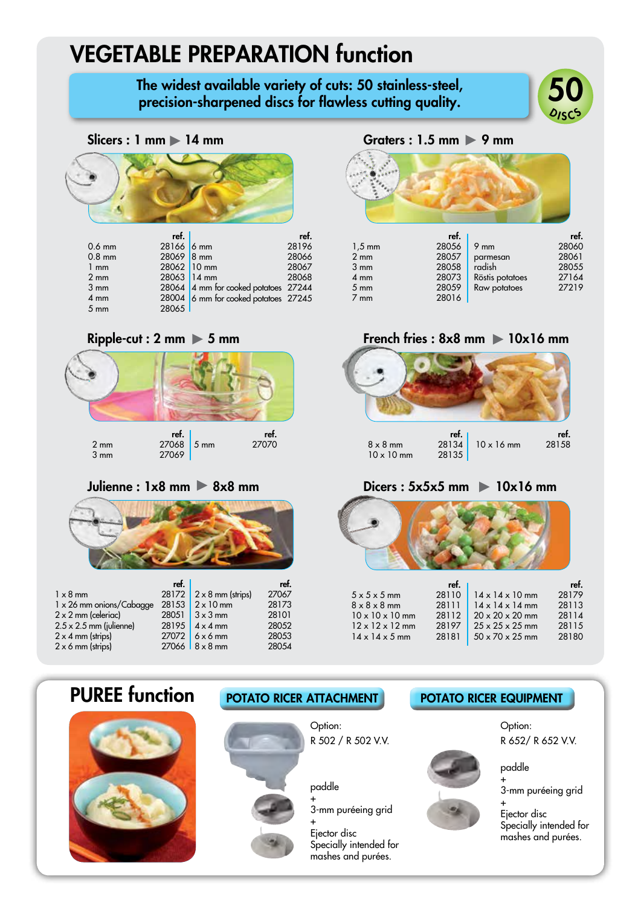# VEGETABLE PREPARATION function

**The widest available variety of cuts: 50 stainless-steel, precision-sharpened discs for flawless cutting quality.**

50 DISCS

## Slicers : 1 mm ▶ 14 mm

| | ref. | | ref. |
|---|---|---|---|
| 0.6 mm | 28166 | 6 mm | 28196 |
| 0.8 mm | 28069 | 8 mm | 28066 |
| 1 mm | 28062 | 10 mm | 28067 |
| 2 mm | 28063 | 14 mm | 28068 |
| 3 mm | 28064 | 4 mm for cooked potatoes | 27244 |
| 4 mm | 28004 | 6 mm for cooked potatoes | 27245 |
| 5 mm | 28065 | | |

## Graters : 1.5 mm ▶ 9 mm

| | ref. | | ref. |
|---|---|---|---|
| 1,5 mm | 28056 | 9 mm | 28060 |
| 2 mm | 28057 | parmesan | 28061 |
| 3 mm | 28058 | radish | 28055 |
| 4 mm | 28073 | Röstis potatoes | 27164 |
| 5 mm | 28059 | Raw potatoes | 27219 |
| 7 mm | 28016 | | |

## Ripple-cut : 2 mm ▶ 5 mm

| | ref. | | ref. |
|---|---|---|---|
| 2 mm | 27068 | 5 mm | 27070 |
| 3 mm | 27069 | | |

## French fries : 8x8 mm ▶ 10x16 mm

| | ref. | | ref. |
|---|---|---|---|
| 8 x 8 mm | 28134 | 10 x 16 mm | 28158 |
| 10 x 10 mm | 28135 | | |

## Julienne : 1x8 mm ▶ 8x8 mm

| | ref. | | ref. |
|---|---|---|---|
| 1 x 8 mm | 28172 | 2 x 8 mm (strips) | 27067 |
| 1 x 26 mm onions/Cabagge | 28153 | 2 x 10 mm | 28173 |
| 2 x 2 mm (celeriac) | 28051 | 3 x 3 mm | 28101 |
| 2.5 x 2.5 mm (julienne) | 28195 | 4 x 4 mm | 28052 |
| 2 x 4 mm (strips) | 27072 | 6 x 6 mm | 28053 |
| 2 x 6 mm (strips) | 27066 | 8 x 8 mm | 28054 |

## Dicers : 5x5x5 mm ▶ 10x16 mm

| | ref. | | ref. |
|---|---|---|---|
| 5 x 5 x 5 mm | 28110 | 14 x 14 x 10 mm | 28179 |
| 8 x 8 x 8 mm | 28111 | 14 x 14 x 14 mm | 28113 |
| 10 x 10 x 10 mm | 28112 | 20 x 20 x 20 mm | 28114 |
| 12 x 12 x 12 mm | 28197 | 25 x 25 x 25 mm | 28115 |
| 14 x 14 x 5 mm | 28181 | 50 x 70 x 25 mm | 28180 |

# PUREE function

## POTATO RICER ATTACHMENT

Option:
R 502 / R 502 V.V.

paddle
+
3-mm puréeing grid
+
Ejector disc
Specially intended for mashes and purées.

## POTATO RICER EQUIPMENT

Option:
R 652/ R 652 V.V.

paddle
+
3-mm puréeing grid
+
Ejector disc
Specially intended for mashes and purées.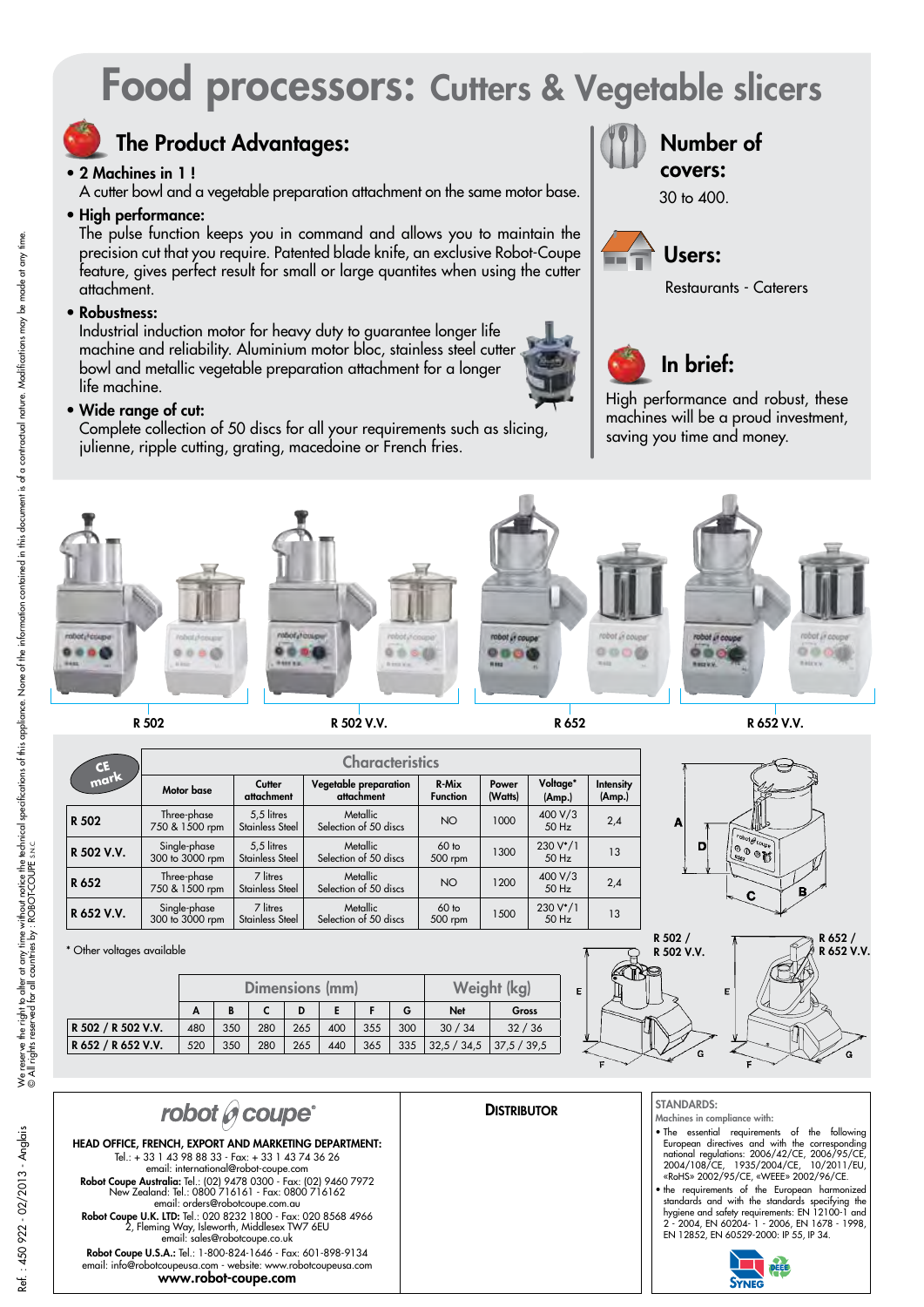# Food processors: Cutters & Vegetable slicers

## The Product Advantages:

- **2 Machines in 1 !**
  A cutter bowl and a vegetable preparation attachment on the same motor base.
- **High performance:**
  The pulse function keeps you in command and allows you to maintain the precision cut that you require. Patented blade knife, an exclusive Robot-Coupe feature, gives perfect result for small or large quantites when using the cutter attachment.
- **Robustness:**
  Industrial induction motor for heavy duty to guarantee longer life machine and reliability. Aluminium motor bloc, stainless steel cutter bowl and metallic vegetable preparation attachment for a longer life machine.
- **Wide range of cut:**
  Complete collection of 50 discs for all your requirements such as slicing, julienne, ripple cutting, grating, macedoine or French fries.

## Number of covers:

30 to 400.

## Users:

Restaurants - Caterers

## In brief:

High performance and robust, these machines will be a proud investment, saving you time and money.

R 502 R 502 V.V. R 652 R 652 V.V.

| CE mark | Characteristics | | | | | | |
|---|---|---|---|---|---|---|---|
| | Motor base | Cutter attachment | Vegetable preparation attachment | R-Mix Function | Power (Watts) | Voltage* (Amp.) | Intensity (Amp.) |
| **R 502** | Three-phase 750 & 1500 rpm | 5,5 litres Stainless Steel | Metallic Selection of 50 discs | NO | 1000 | 400 V/3 50 Hz | 2,4 |
| **R 502 V.V.** | Single-phase 300 to 3000 rpm | 5,5 litres Stainless Steel | Metallic Selection of 50 discs | 60 to 500 rpm | 1300 | 230 V*/1 50 Hz | 13 |
| **R 652** | Three-phase 750 & 1500 rpm | 7 litres Stainless Steel | Metallic Selection of 50 discs | NO | 1200 | 400 V/3 50 Hz | 2,4 |
| **R 652 V.V.** | Single-phase 300 to 3000 rpm | 7 litres Stainless Steel | Metallic Selection of 50 discs | 60 to 500 rpm | 1500 | 230 V*/1 50 Hz | 13 |

\* Other voltages available

| | Dimensions (mm) | | | | | | | Weight (kg) | |
|---|---|---|---|---|---|---|---|---|---|
| | A | B | C | D | E | F | G | Net | Gross |
| **R 502 / R 502 V.V.** | 480 | 350 | 280 | 265 | 400 | 355 | 300 | 30 / 34 | 32 / 36 |
| **R 652 / R 652 V.V.** | 520 | 350 | 280 | 265 | 440 | 365 | 335 | 32,5 / 34,5 | 37,5 / 39,5 |

A B C D

R 502 / R 502 V.V.

R 652 / R 652 V.V.

E F G

robot coupe®

**HEAD OFFICE, FRENCH, EXPORT AND MARKETING DEPARTMENT:**
Tel.: + 33 1 43 98 88 33 - Fax: + 33 1 43 74 36 26
email: international@robot-coupe.com
**Robot Coupe Australia:** Tel.: (02) 9478 0300 - Fax: (02) 9460 7972
New Zealand: Tel.: 0800 716161 - Fax: 0800 716162
email: orders@robotcoupe.com.au
**Robot Coupe U.K. LTD:** Tel.: 020 8232 1800 - Fax: 020 8568 4966
2, Fleming Way, Isleworth, Middlesex TW7 6EU
email: sales@robotcoupe.co.uk
**Robot Coupe U.S.A.:** Tel.: 1-800-824-1646 - Fax: 601-898-9134
email: info@robotcoupeusa.com - website: www.robotcoupeusa.com
**www.robot-coupe.com**

**DISTRIBUTOR**

**STANDARDS:**
Machines in compliance with:
- The essential requirements of the following European directives and with the corresponding national regulations: 2006/42/CE, 2006/95/CE, 2004/108/CE, 1935/2004/CE, 10/2011/EU, «RoHS» 2002/95/CE, «WEEE» 2002/96/CE.
- the requirements of the European harmonized standards and with the standards specifying the hygiene and safety requirements: EN 12100-1 and 2 - 2004, EN 60204- 1 - 2006, EN 1678 - 1998, EN 12852, EN 60529-2000: IP 55, IP 34.

SYNEG DEEE

We reserve the right to alter at any time without notice the technical specifications of this appliance. None of the information contained in this document is of a contractual nature. Modifications may be made at any time.
© All rights reserved for all countries by : ROBOT-COUPE S.N.C.

Ref. : 450 922 - 02/2013 - Anglais